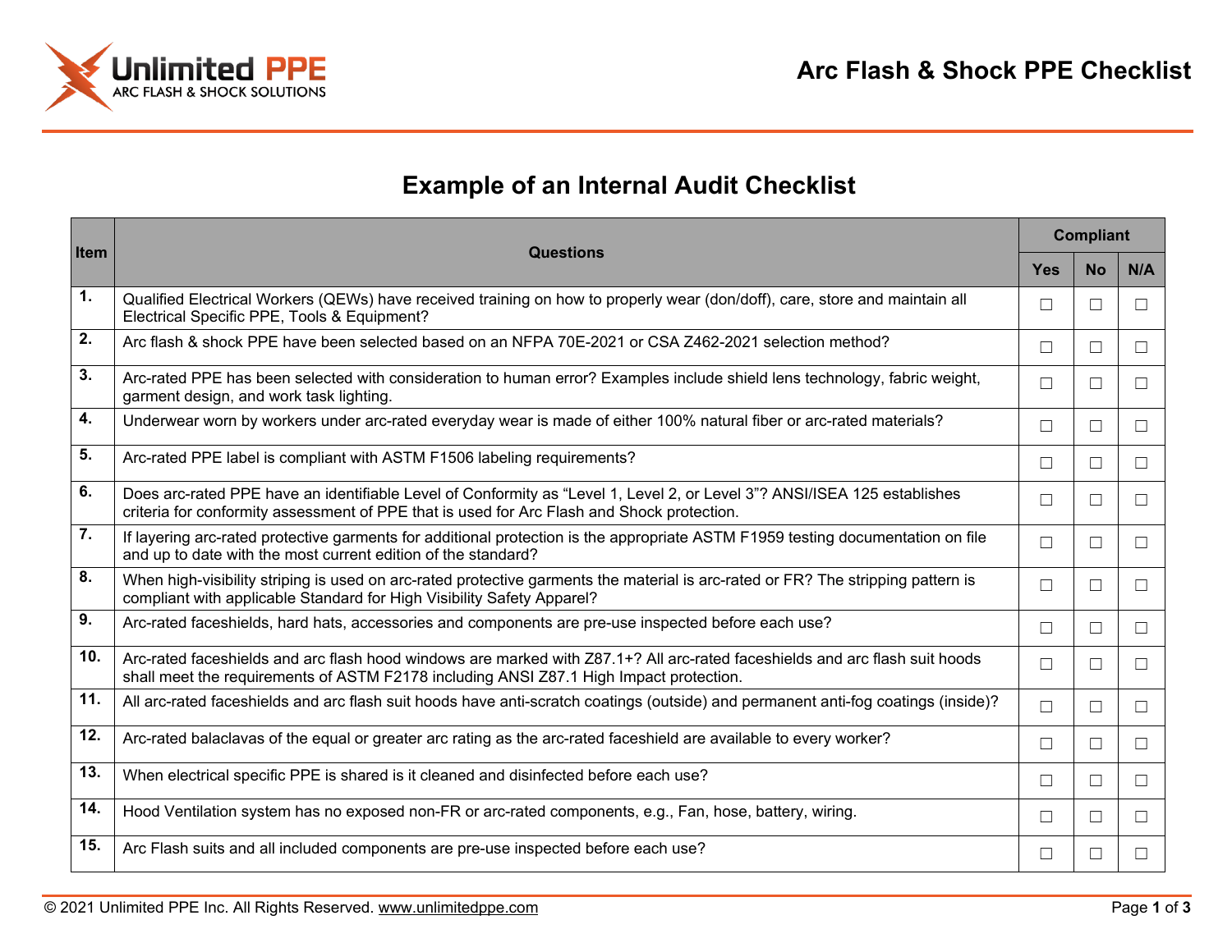# Arc Flash & Shock PPE Checklist

## Example of an Internal Audit Checklist

| Item | Questions | Compliant | | |
|---|---|---|---|---|
| | | Yes | No | N/A |
| 1. | Qualified Electrical Workers (QEWs) have received training on how to properly wear (don/doff), care, store and maintain all Electrical Specific PPE, Tools & Equipment? | ☐ | ☐ | ☐ |
| 2. | Arc flash & shock PPE have been selected based on an NFPA 70E-2021 or CSA Z462-2021 selection method? | ☐ | ☐ | ☐ |
| 3. | Arc-rated PPE has been selected with consideration to human error? Examples include shield lens technology, fabric weight, garment design, and work task lighting. | ☐ | ☐ | ☐ |
| 4. | Underwear worn by workers under arc-rated everyday wear is made of either 100% natural fiber or arc-rated materials? | ☐ | ☐ | ☐ |
| 5. | Arc-rated PPE label is compliant with ASTM F1506 labeling requirements? | ☐ | ☐ | ☐ |
| 6. | Does arc-rated PPE have an identifiable Level of Conformity as “Level 1, Level 2, or Level 3”? ANSI/ISEA 125 establishes criteria for conformity assessment of PPE that is used for Arc Flash and Shock protection. | ☐ | ☐ | ☐ |
| 7. | If layering arc-rated protective garments for additional protection is the appropriate ASTM F1959 testing documentation on file and up to date with the most current edition of the standard? | ☐ | ☐ | ☐ |
| 8. | When high-visibility striping is used on arc-rated protective garments the material is arc-rated or FR? The stripping pattern is compliant with applicable Standard for High Visibility Safety Apparel? | ☐ | ☐ | ☐ |
| 9. | Arc-rated faceshields, hard hats, accessories and components are pre-use inspected before each use? | ☐ | ☐ | ☐ |
| 10. | Arc-rated faceshields and arc flash hood windows are marked with Z87.1+? All arc-rated faceshields and arc flash suit hoods shall meet the requirements of ASTM F2178 including ANSI Z87.1 High Impact protection. | ☐ | ☐ | ☐ |
| 11. | All arc-rated faceshields and arc flash suit hoods have anti-scratch coatings (outside) and permanent anti-fog coatings (inside)? | ☐ | ☐ | ☐ |
| 12. | Arc-rated balaclavas of the equal or greater arc rating as the arc-rated faceshield are available to every worker? | ☐ | ☐ | ☐ |
| 13. | When electrical specific PPE is shared is it cleaned and disinfected before each use? | ☐ | ☐ | ☐ |
| 14. | Hood Ventilation system has no exposed non-FR or arc-rated components, e.g., Fan, hose, battery, wiring. | ☐ | ☐ | ☐ |
| 15. | Arc Flash suits and all included components are pre-use inspected before each use? | ☐ | ☐ | ☐ |

© 2021 Unlimited PPE Inc. All Rights Reserved. www.unlimitedppe.com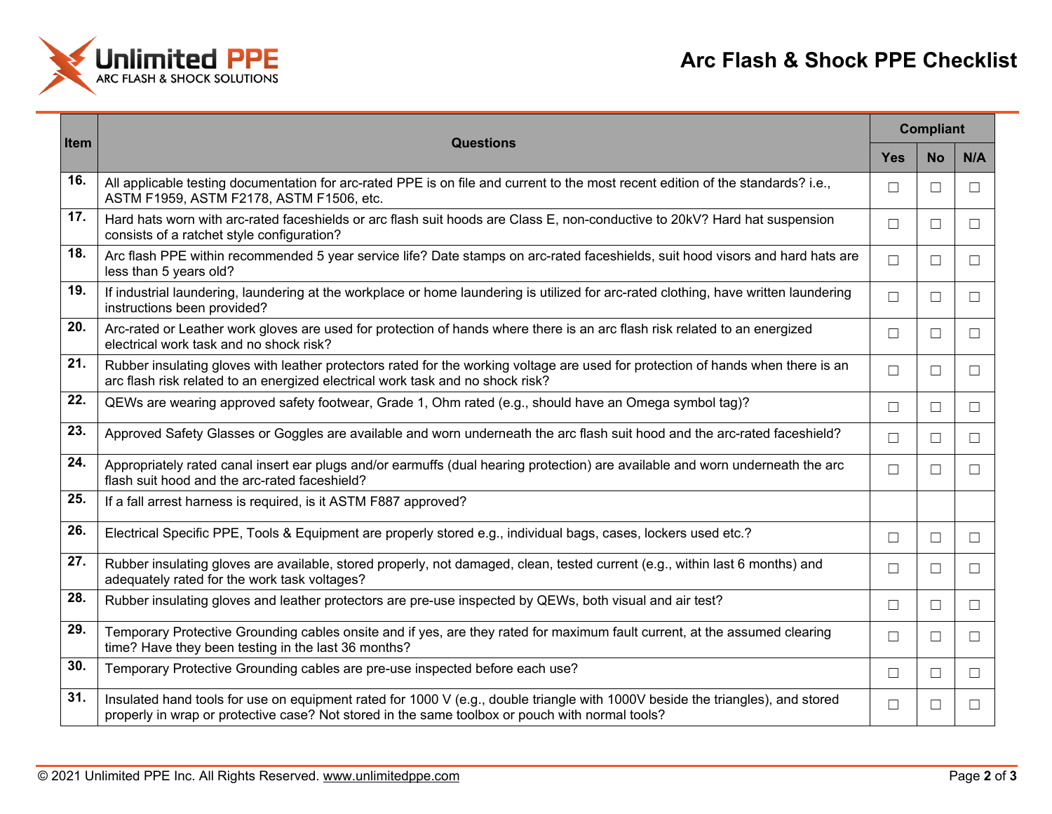# Arc Flash & Shock PPE Checklist

| Item | Questions | Compliant | | |
|---|---|---|---|---|
| | | Yes | No | N/A |
| 16. | All applicable testing documentation for arc-rated PPE is on file and current to the most recent edition of the standards? i.e., ASTM F1959, ASTM F2178, ASTM F1506, etc. | ☐ | ☐ | ☐ |
| 17. | Hard hats worn with arc-rated faceshields or arc flash suit hoods are Class E, non-conductive to 20kV? Hard hat suspension consists of a ratchet style configuration? | ☐ | ☐ | ☐ |
| 18. | Arc flash PPE within recommended 5 year service life? Date stamps on arc-rated faceshields, suit hood visors and hard hats are less than 5 years old? | ☐ | ☐ | ☐ |
| 19. | If industrial laundering, laundering at the workplace or home laundering is utilized for arc-rated clothing, have written laundering instructions been provided? | ☐ | ☐ | ☐ |
| 20. | Arc-rated or Leather work gloves are used for protection of hands where there is an arc flash risk related to an energized electrical work task and no shock risk? | ☐ | ☐ | ☐ |
| 21. | Rubber insulating gloves with leather protectors rated for the working voltage are used for protection of hands when there is an arc flash risk related to an energized electrical work task and no shock risk? | ☐ | ☐ | ☐ |
| 22. | QEWs are wearing approved safety footwear, Grade 1, Ohm rated (e.g., should have an Omega symbol tag)? | ☐ | ☐ | ☐ |
| 23. | Approved Safety Glasses or Goggles are available and worn underneath the arc flash suit hood and the arc-rated faceshield? | ☐ | ☐ | ☐ |
| 24. | Appropriately rated canal insert ear plugs and/or earmuffs (dual hearing protection) are available and worn underneath the arc flash suit hood and the arc-rated faceshield? | ☐ | ☐ | ☐ |
| 25. | If a fall arrest harness is required, is it ASTM F887 approved? | | | |
| 26. | Electrical Specific PPE, Tools & Equipment are properly stored e.g., individual bags, cases, lockers used etc.? | ☐ | ☐ | ☐ |
| 27. | Rubber insulating gloves are available, stored properly, not damaged, clean, tested current (e.g., within last 6 months) and adequately rated for the work task voltages? | ☐ | ☐ | ☐ |
| 28. | Rubber insulating gloves and leather protectors are pre-use inspected by QEWs, both visual and air test? | ☐ | ☐ | ☐ |
| 29. | Temporary Protective Grounding cables onsite and if yes, are they rated for maximum fault current, at the assumed clearing time? Have they been testing in the last 36 months? | ☐ | ☐ | ☐ |
| 30. | Temporary Protective Grounding cables are pre-use inspected before each use? | ☐ | ☐ | ☐ |
| 31. | Insulated hand tools for use on equipment rated for 1000 V (e.g., double triangle with 1000V beside the triangles), and stored properly in wrap or protective case? Not stored in the same toolbox or pouch with normal tools? | ☐ | ☐ | ☐ |

© 2021 Unlimited PPE Inc. All Rights Reserved. www.unlimitedppe.com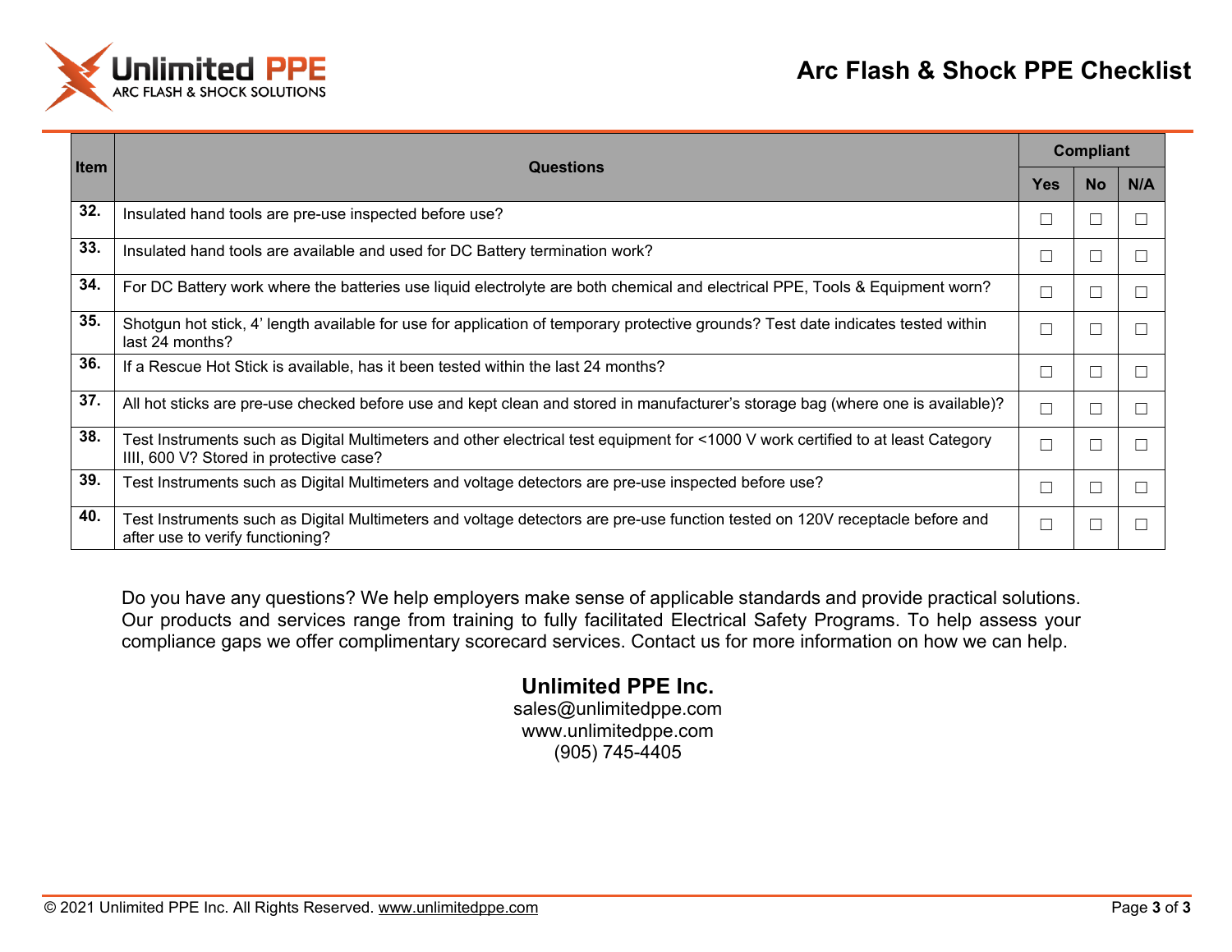# Arc Flash & Shock PPE Checklist

| Item | Questions | Compliant | | |
|---|---|---|---|---|
| | | Yes | No | N/A |
| 32. | Insulated hand tools are pre-use inspected before use? | ☐ | ☐ | ☐ |
| 33. | Insulated hand tools are available and used for DC Battery termination work? | ☐ | ☐ | ☐ |
| 34. | For DC Battery work where the batteries use liquid electrolyte are both chemical and electrical PPE, Tools & Equipment worn? | ☐ | ☐ | ☐ |
| 35. | Shotgun hot stick, 4' length available for use for application of temporary protective grounds? Test date indicates tested within last 24 months? | ☐ | ☐ | ☐ |
| 36. | If a Rescue Hot Stick is available, has it been tested within the last 24 months? | ☐ | ☐ | ☐ |
| 37. | All hot sticks are pre-use checked before use and kept clean and stored in manufacturer's storage bag (where one is available)? | ☐ | ☐ | ☐ |
| 38. | Test Instruments such as Digital Multimeters and other electrical test equipment for <1000 V work certified to at least Category IIII, 600 V? Stored in protective case? | ☐ | ☐ | ☐ |
| 39. | Test Instruments such as Digital Multimeters and voltage detectors are pre-use inspected before use? | ☐ | ☐ | ☐ |
| 40. | Test Instruments such as Digital Multimeters and voltage detectors are pre-use function tested on 120V receptacle before and after use to verify functioning? | ☐ | ☐ | ☐ |

Do you have any questions? We help employers make sense of applicable standards and provide practical solutions. Our products and services range from training to fully facilitated Electrical Safety Programs. To help assess your compliance gaps we offer complimentary scorecard services. Contact us for more information on how we can help.

**Unlimited PPE Inc.**
sales@unlimitedppe.com
www.unlimitedppe.com
(905) 745-4405

© 2021 Unlimited PPE Inc. All Rights Reserved. www.unlimitedppe.com